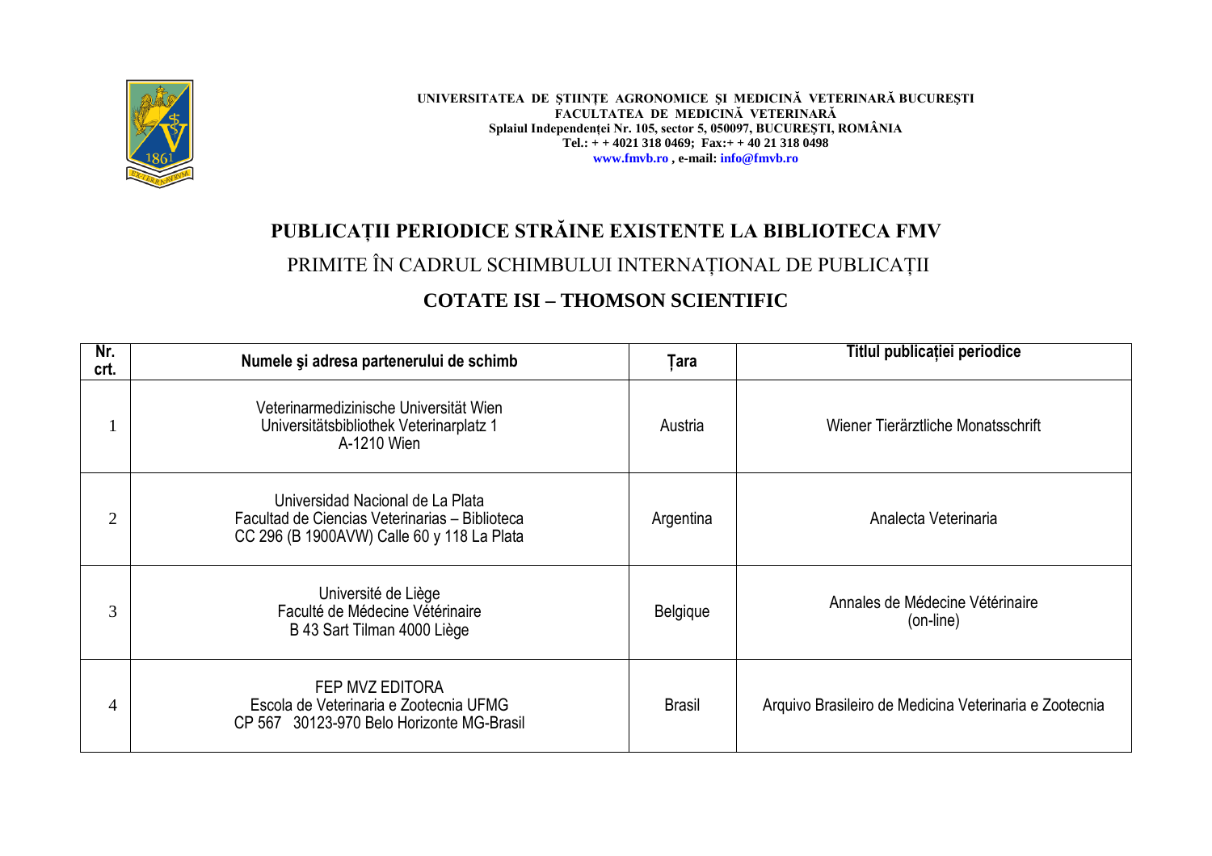**UNIVERSITATEA DE ŞTIINȚE AGRONOMICE ŞI MEDICINĂ VETERINARĂ BUCUREŞTI**
**FACULTATEA DE MEDICINĂ VETERINARĂ**
**Splaiul Independenței Nr. 105, sector 5, 050097, BUCUREŞTI, ROMÂNIA**
**Tel.: + + 4021 318 0469; Fax:+ + 40 21 318 0498**
**www.fmvb.ro , e-mail: info@fmvb.ro**

# PUBLICAȚII PERIODICE STRĂINE EXISTENTE LA BIBLIOTECA FMV

## PRIMITE ÎN CADRUL SCHIMBULUI INTERNAȚIONAL DE PUBLICAȚII

## COTATE ISI – THOMSON SCIENTIFIC

| Nr. crt. | Numele şi adresa partenerului de schimb | Țara | Titlul publicației periodice |
|---|---|---|---|
| 1 | Veterinarmedizinische Universität Wien<br>Universitätsbibliothek Veterinarplatz 1<br>A-1210 Wien | Austria | Wiener Tierärztliche Monatsschrift |
| 2 | Universidad Nacional de La Plata<br>Facultad de Ciencias Veterinarias – Biblioteca<br>CC 296 (B 1900AVW) Calle 60 y 118 La Plata | Argentina | Analecta Veterinaria |
| 3 | Université de Liège<br>Faculté de Médecine Vétérinaire<br>B 43 Sart Tilman 4000 Liège | Belgique | Annales de Médecine Vétérinaire<br>(on-line) |
| 4 | FEP MVZ EDITORA<br>Escola de Veterinaria e Zootecnia UFMG<br>CP 567 30123-970 Belo Horizonte MG-Brasil | Brasil | Arquivo Brasileiro de Medicina Veterinaria e Zootecnia |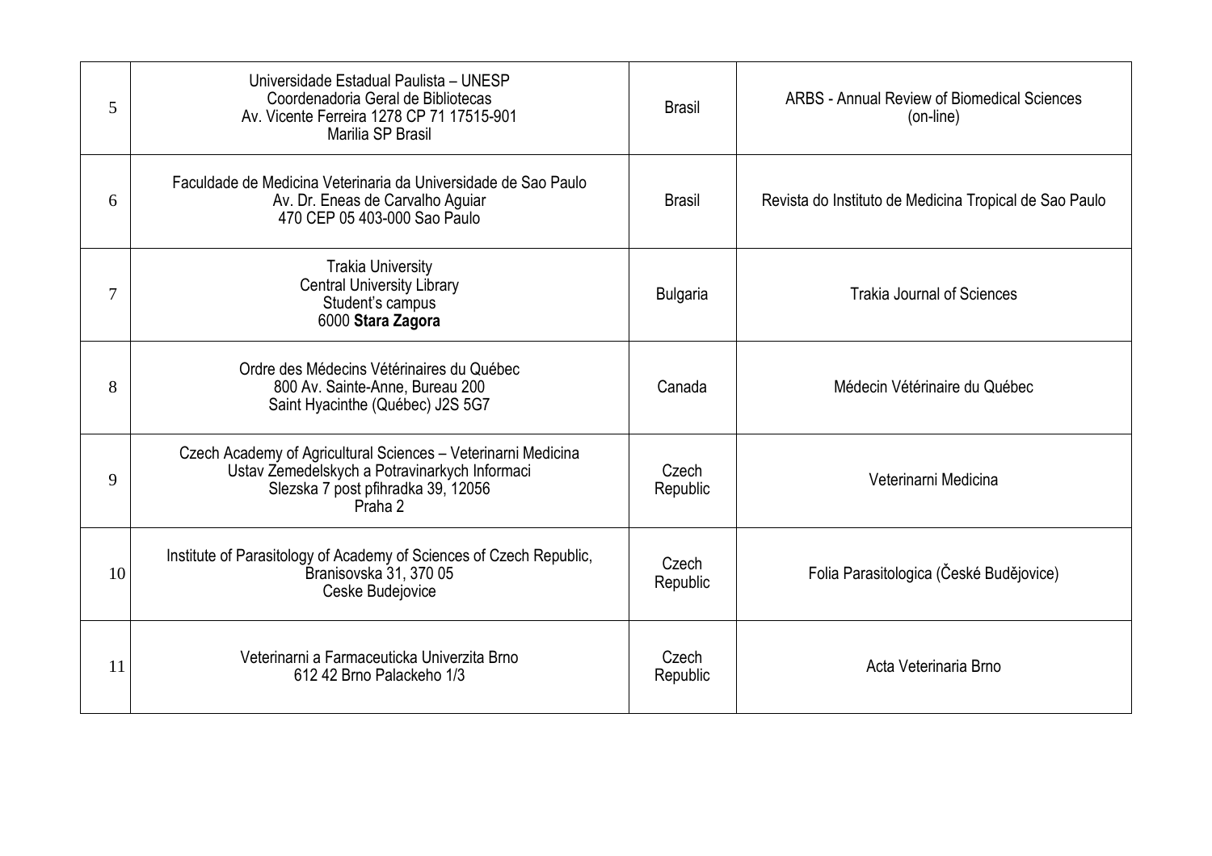| | | | |
|---|---|---|---|
| 5 | Universidade Estadual Paulista – UNESP<br>Coordenadoria Geral de Bibliotecas<br>Av. Vicente Ferreira 1278 CP 71 17515-901<br>Marilia SP Brasil | Brasil | ARBS - Annual Review of Biomedical Sciences<br>(on-line) |
| 6 | Faculdade de Medicina Veterinaria da Universidade de Sao Paulo<br>Av. Dr. Eneas de Carvalho Aguiar<br>470 CEP 05 403-000 Sao Paulo | Brasil | Revista do Instituto de Medicina Tropical de Sao Paulo |
| 7 | Trakia University<br>Central University Library<br>Student's campus<br>6000 **Stara Zagora** | Bulgaria | Trakia Journal of Sciences |
| 8 | Ordre des Médecins Vétérinaires du Québec<br>800 Av. Sainte-Anne, Bureau 200<br>Saint Hyacinthe (Québec) J2S 5G7 | Canada | Médecin Vétérinaire du Québec |
| 9 | Czech Academy of Agricultural Sciences – Veterinarni Medicina<br>Ustav Zemedelskych a Potravinarkych Informaci<br>Slezska 7 post pfihradka 39, 12056<br>Praha 2 | Czech Republic | Veterinarni Medicina |
| 10 | Institute of Parasitology of Academy of Sciences of Czech Republic,<br>Branisovska 31, 370 05<br>Ceske Budejovice | Czech Republic | Folia Parasitologica (České Budějovice) |
| 11 | Veterinarni a Farmaceuticka Univerzita Brno<br>612 42 Brno Palackeho 1/3 | Czech Republic | Acta Veterinaria Brno |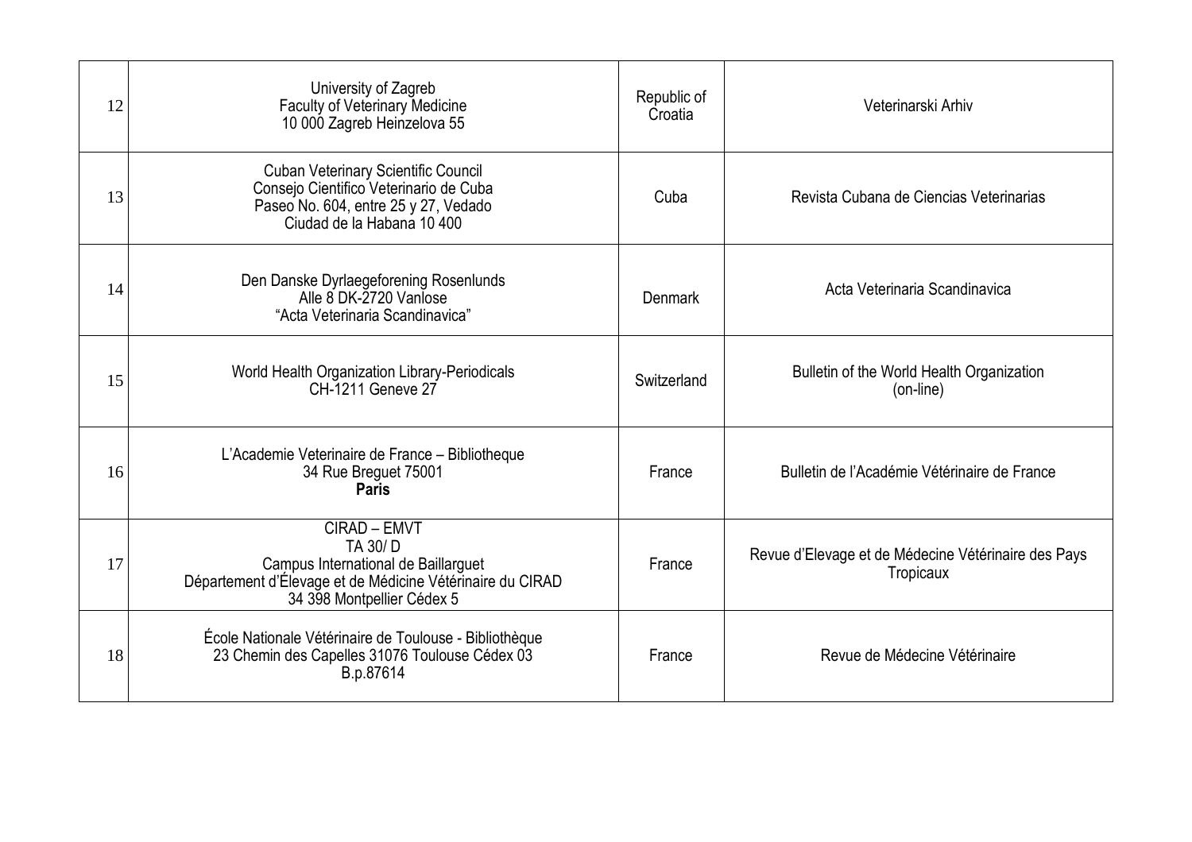| 12 | University of Zagreb<br>Faculty of Veterinary Medicine<br>10 000 Zagreb Heinzelova 55 | Republic of Croatia | Veterinarski Arhiv |
|---|---|---|---|
| 13 | Cuban Veterinary Scientific Council<br>Consejo Cientifico Veterinario de Cuba<br>Paseo No. 604, entre 25 y 27, Vedado<br>Ciudad de la Habana 10 400 | Cuba | Revista Cubana de Ciencias Veterinarias |
| 14 | Den Danske Dyrlaegeforening Rosenlunds<br>Alle 8 DK-2720 Vanlose<br>“Acta Veterinaria Scandinavica” | Denmark | Acta Veterinaria Scandinavica |
| 15 | World Health Organization Library-Periodicals<br>CH-1211 Geneve 27 | Switzerland | Bulletin of the World Health Organization<br>(on-line) |
| 16 | L’Academie Veterinaire de France – Bibliotheque<br>34 Rue Breguet 75001<br>**Paris** | France | Bulletin de l’Académie Vétérinaire de France |
| 17 | CIRAD – EMVT<br>TA 30/ D<br>Campus International de Baillarguet<br>Département d’Élevage et de Médicine Vétérinaire du CIRAD<br>34 398 Montpellier Cédex 5 | France | Revue d’Elevage et de Médecine Vétérinaire des Pays Tropicaux |
| 18 | École Nationale Vétérinaire de Toulouse - Bibliothèque<br>23 Chemin des Capelles 31076 Toulouse Cédex 03<br>B.p.87614 | France | Revue de Médecine Vétérinaire |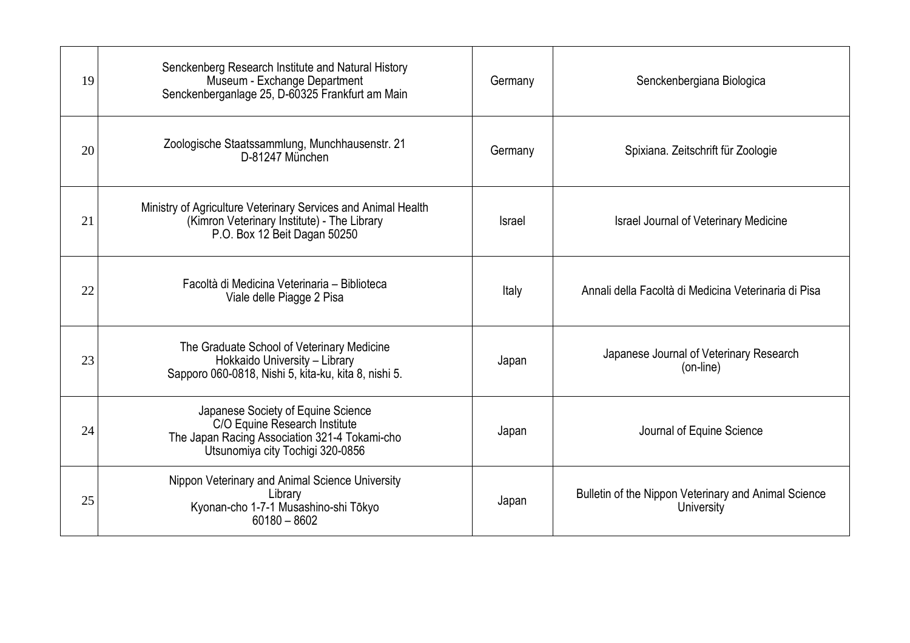| 19 | Senckenberg Research Institute and Natural History Museum - Exchange Department Senckenberganlage 25, D-60325 Frankfurt am Main | Germany | Senckenbergiana Biologica |
|---|---|---|---|
| 20 | Zoologische Staatssammlung, Munchhausenstr. 21 D-81247 München | Germany | Spixiana. Zeitschrift für Zoologie |
| 21 | Ministry of Agriculture Veterinary Services and Animal Health (Kimron Veterinary Institute) - The Library P.O. Box 12 Beit Dagan 50250 | Israel | Israel Journal of Veterinary Medicine |
| 22 | Facoltà di Medicina Veterinaria – Biblioteca Viale delle Piagge 2 Pisa | Italy | Annali della Facoltà di Medicina Veterinaria di Pisa |
| 23 | The Graduate School of Veterinary Medicine Hokkaido University – Library Sapporo 060-0818, Nishi 5, kita-ku, kita 8, nishi 5. | Japan | Japanese Journal of Veterinary Research (on-line) |
| 24 | Japanese Society of Equine Science C/O Equine Research Institute The Japan Racing Association 321-4 Tokami-cho Utsunomiya city Tochigi 320-0856 | Japan | Journal of Equine Science |
| 25 | Nippon Veterinary and Animal Science University Library Kyonan-cho 1-7-1 Musashino-shi Tōkyo 60180 – 8602 | Japan | Bulletin of the Nippon Veterinary and Animal Science University |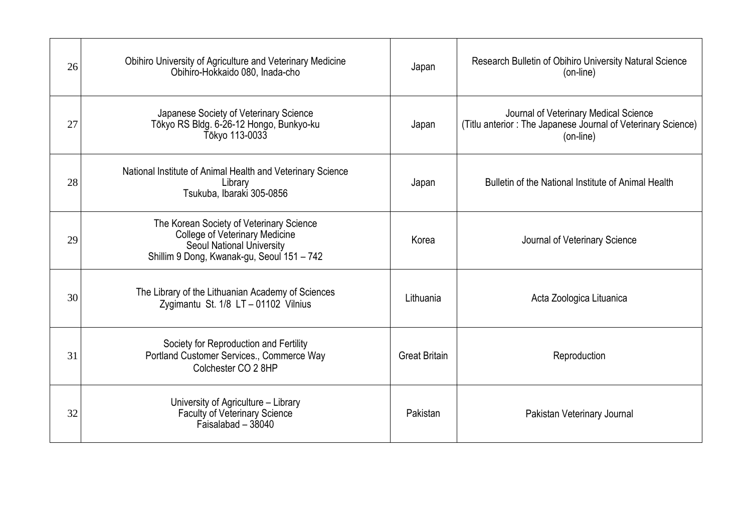| | | | |
|---|---|---|---|
| 26 | Obihiro University of Agriculture and Veterinary Medicine<br>Obihiro-Hokkaido 080, Inada-cho | Japan | Research Bulletin of Obihiro University Natural Science<br>(on-line) |
| 27 | Japanese Society of Veterinary Science<br>Tōkyo RS Bldg. 6-26-12 Hongo, Bunkyo-ku<br>Tōkyo 113-0033 | Japan | Journal of Veterinary Medical Science<br>(Titlu anterior : The Japanese Journal of Veterinary Science)<br>(on-line) |
| 28 | National Institute of Animal Health and Veterinary Science<br>Library<br>Tsukuba, Ibaraki 305-0856 | Japan | Bulletin of the National Institute of Animal Health |
| 29 | The Korean Society of Veterinary Science<br>College of Veterinary Medicine<br>Seoul National University<br>Shillim 9 Dong, Kwanak-gu, Seoul 151 – 742 | Korea | Journal of Veterinary Science |
| 30 | The Library of the Lithuanian Academy of Sciences<br>Zygimantu St. 1/8 LT – 01102 Vilnius | Lithuania | Acta Zoologica Lituanica |
| 31 | Society for Reproduction and Fertility<br>Portland Customer Services., Commerce Way<br>Colchester CO 2 8HP | Great Britain | Reproduction |
| 32 | University of Agriculture – Library<br>Faculty of Veterinary Science<br>Faisalabad – 38040 | Pakistan | Pakistan Veterinary Journal |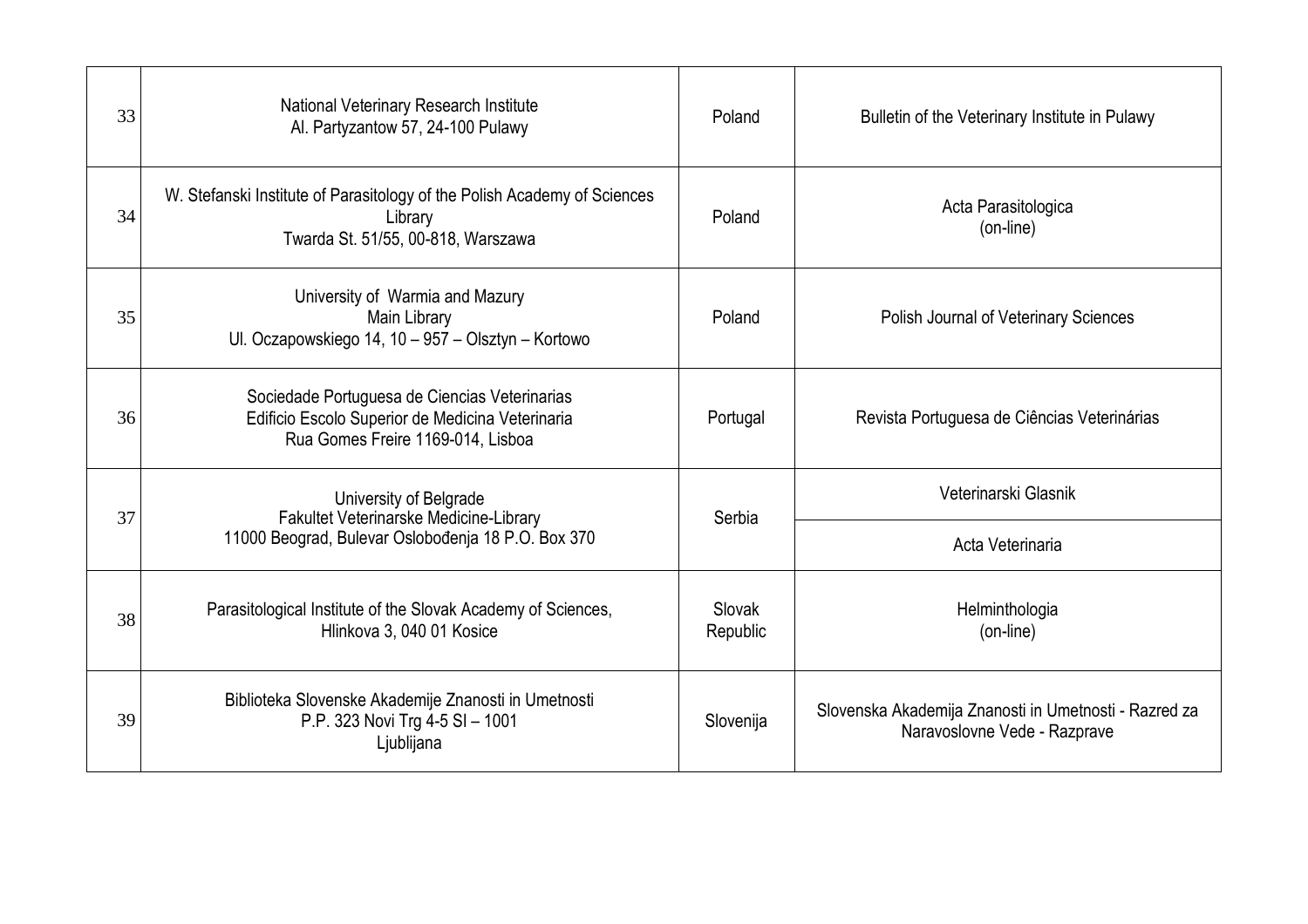| | | | |
|---|---|---|---|
| 33 | National Veterinary Research Institute<br>Al. Partyzantow 57, 24-100 Pulawy | Poland | Bulletin of the Veterinary Institute in Pulawy |
| 34 | W. Stefanski Institute of Parasitology of the Polish Academy of Sciences<br>Library<br>Twarda St. 51/55, 00-818, Warszawa | Poland | Acta Parasitologica<br>(on-line) |
| 35 | University of Warmia and Mazury<br>Main Library<br>Ul. Oczapowskiego 14, 10 – 957 – Olsztyn – Kortowo | Poland | Polish Journal of Veterinary Sciences |
| 36 | Sociedade Portuguesa de Ciencias Veterinarias<br>Edificio Escolo Superior de Medicina Veterinaria<br>Rua Gomes Freire 1169-014, Lisboa | Portugal | Revista Portuguesa de Ciências Veterinárias |
| 37 | University of Belgrade<br>Fakultet Veterinarske Medicine-Library<br>11000 Beograd, Bulevar Oslobođenja 18 P.O. Box 370 | Serbia | Veterinarski Glasnik |
| | | | Acta Veterinaria |
| 38 | Parasitological Institute of the Slovak Academy of Sciences,<br>Hlinkova 3, 040 01 Kosice | Slovak Republic | Helminthologia<br>(on-line) |
| 39 | Biblioteka Slovenske Akademije Znanosti in Umetnosti<br>P.P. 323 Novi Trg 4-5 SI – 1001<br>Ljublijana | Slovenija | Slovenska Akademija Znanosti in Umetnosti - Razred za Naravoslovne Vede - Razprave |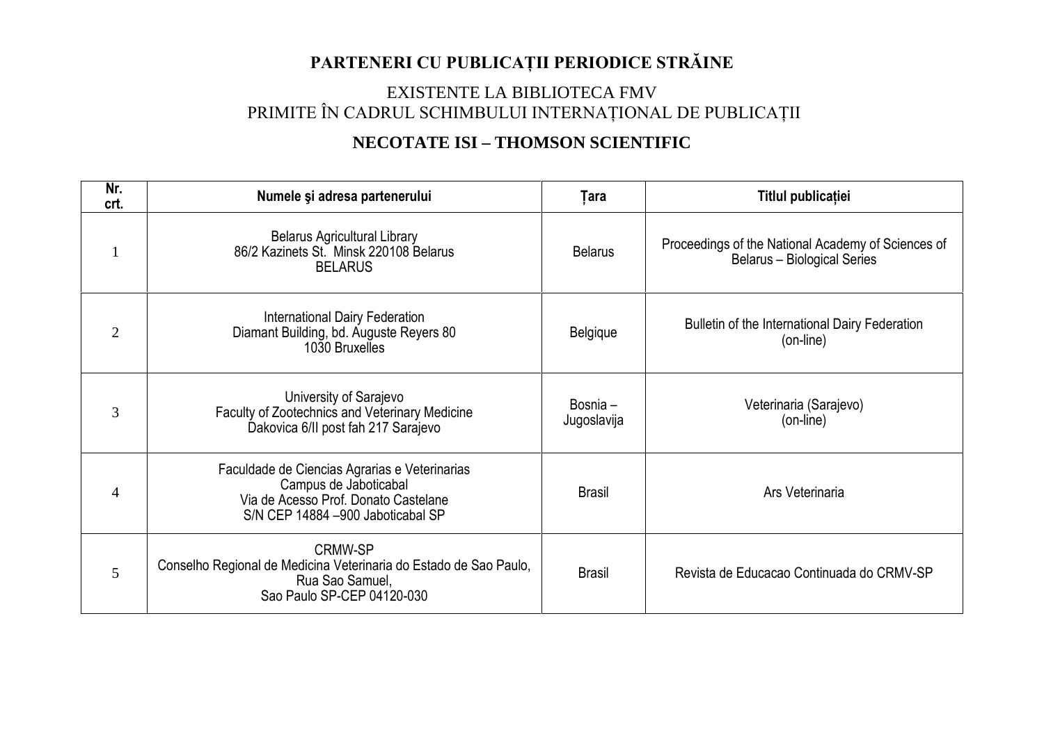# PARTENERI CU PUBLICAȚII PERIODICE STRĂINE

## EXISTENTE LA BIBLIOTECA FMV
## PRIMITE ÎN CADRUL SCHIMBULUI INTERNAȚIONAL DE PUBLICAȚII

## NECOTATE ISI – THOMSON SCIENTIFIC

| Nr. crt. | Numele şi adresa partenerului | Țara | Titlul publicației |
|---|---|---|---|
| 1 | Belarus Agricultural Library<br>86/2 Kazinets St. Minsk 220108 Belarus<br>BELARUS | Belarus | Proceedings of the National Academy of Sciences of Belarus – Biological Series |
| 2 | International Dairy Federation<br>Diamant Building, bd. Auguste Reyers 80<br>1030 Bruxelles | Belgique | Bulletin of the International Dairy Federation (on-line) |
| 3 | University of Sarajevo<br>Faculty of Zootechnics and Veterinary Medicine<br>Dakovica 6/II post fah 217 Sarajevo | Bosnia – Jugoslavija | Veterinaria (Sarajevo) (on-line) |
| 4 | Faculdade de Ciencias Agrarias e Veterinarias<br>Campus de Jaboticabal<br>Via de Acesso Prof. Donato Castelane<br>S/N CEP 14884 –900 Jaboticabal SP | Brasil | Ars Veterinaria |
| 5 | CRMW-SP<br>Conselho Regional de Medicina Veterinaria do Estado de Sao Paulo,<br>Rua Sao Samuel,<br>Sao Paulo SP-CEP 04120-030 | Brasil | Revista de Educacao Continuada do CRMV-SP |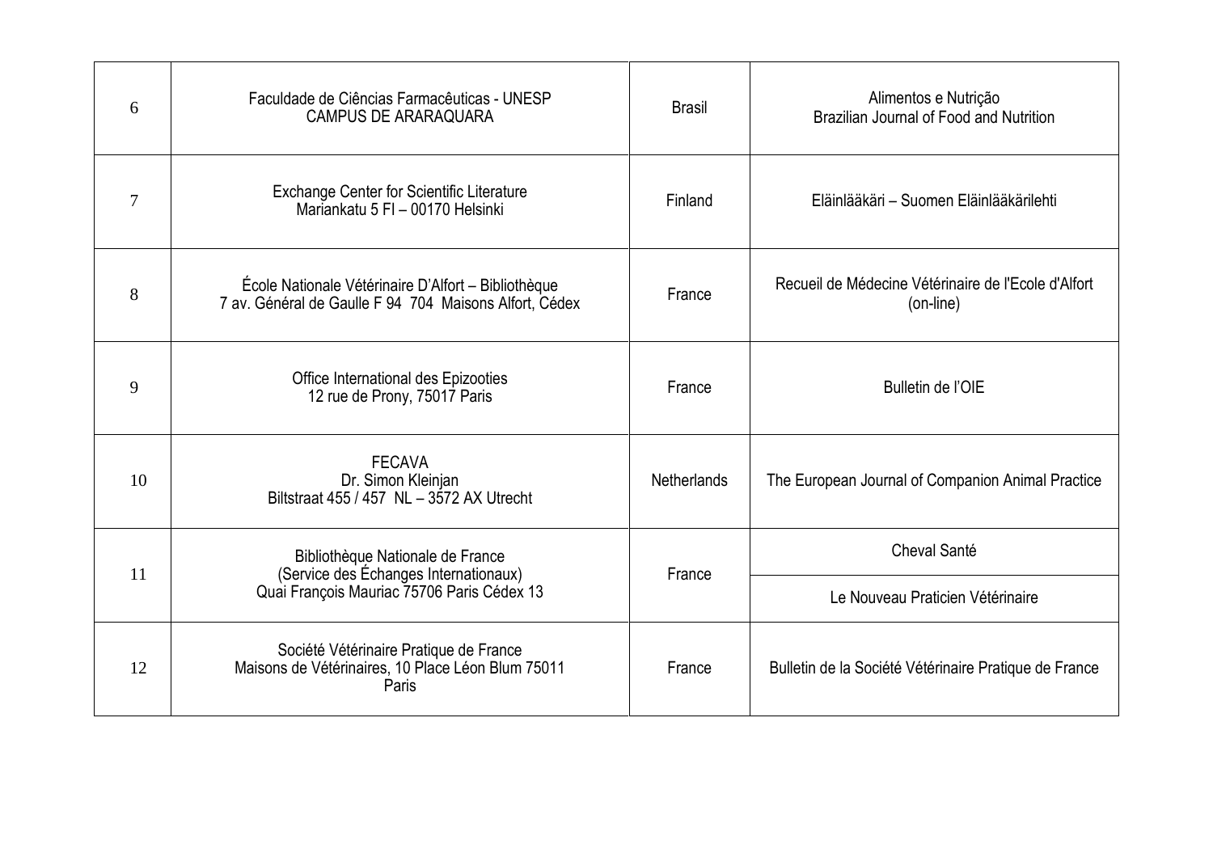| 6 | Faculdade de Ciências Farmacêuticas - UNESP<br>CAMPUS DE ARARAQUARA | Brasil | Alimentos e Nutrição<br>Brazilian Journal of Food and Nutrition |
|---|---|---|---|
| 7 | Exchange Center for Scientific Literature<br>Mariankatu 5 FI – 00170 Helsinki | Finland | Eläinlääkäri – Suomen Eläinlääkärilehti |
| 8 | École Nationale Vétérinaire D'Alfort – Bibliothèque<br>7 av. Général de Gaulle F 94 704 Maisons Alfort, Cédex | France | Recueil de Médecine Vétérinaire de l'Ecole d'Alfort (on-line) |
| 9 | Office International des Epizooties<br>12 rue de Prony, 75017 Paris | France | Bulletin de l'OIE |
| 10 | FECAVA<br>Dr. Simon Kleinjan<br>Biltstraat 455 / 457 NL – 3572 AX Utrecht | Netherlands | The European Journal of Companion Animal Practice |
| 11 | Bibliothèque Nationale de France<br>(Service des Échanges Internationaux)<br>Quai François Mauriac 75706 Paris Cédex 13 | France | Cheval Santé |
| | | | Le Nouveau Praticien Vétérinaire |
| 12 | Société Vétérinaire Pratique de France<br>Maisons de Vétérinaires, 10 Place Léon Blum 75011 Paris | France | Bulletin de la Société Vétérinaire Pratique de France |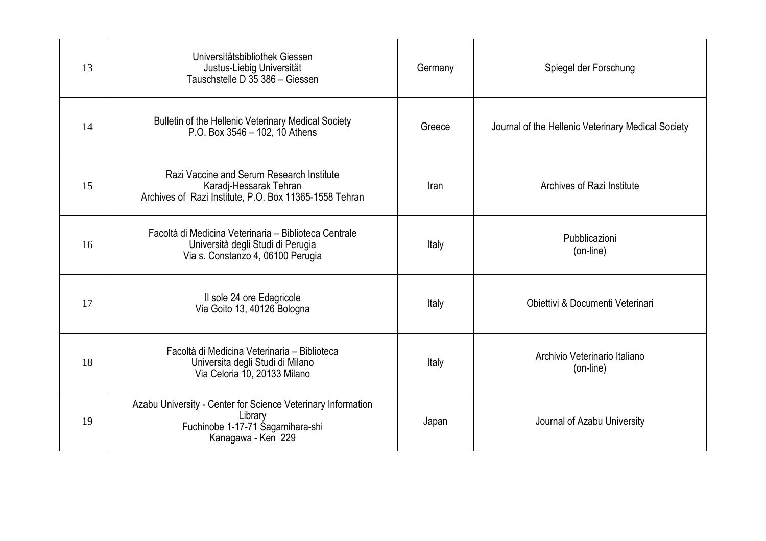| 13 | Universitätsbibliothek Giessen<br>Justus-Liebig Universität<br>Tauschstelle D 35 386 – Giessen | Germany | Spiegel der Forschung |
|---|---|---|---|
| 14 | Bulletin of the Hellenic Veterinary Medical Society<br>P.O. Box 3546 – 102, 10 Athens | Greece | Journal of the Hellenic Veterinary Medical Society |
| 15 | Razi Vaccine and Serum Research Institute<br>Karadj-Hessarak Tehran<br>Archives of Razi Institute, P.O. Box 11365-1558 Tehran | Iran | Archives of Razi Institute |
| 16 | Facoltà di Medicina Veterinaria – Biblioteca Centrale<br>Università degli Studi di Perugia<br>Via s. Constanzo 4, 06100 Perugia | Italy | Pubblicazioni<br>(on-line) |
| 17 | Il sole 24 ore Edagricole<br>Via Goito 13, 40126 Bologna | Italy | Obiettivi & Documenti Veterinari |
| 18 | Facoltà di Medicina Veterinaria – Biblioteca<br>Universita degli Studi di Milano<br>Via Celoria 10, 20133 Milano | Italy | Archivio Veterinario Italiano<br>(on-line) |
| 19 | Azabu University - Center for Science Veterinary Information Library<br>Fuchinobe 1-17-71 Sagamihara-shi<br>Kanagawa - Ken 229 | Japan | Journal of Azabu University |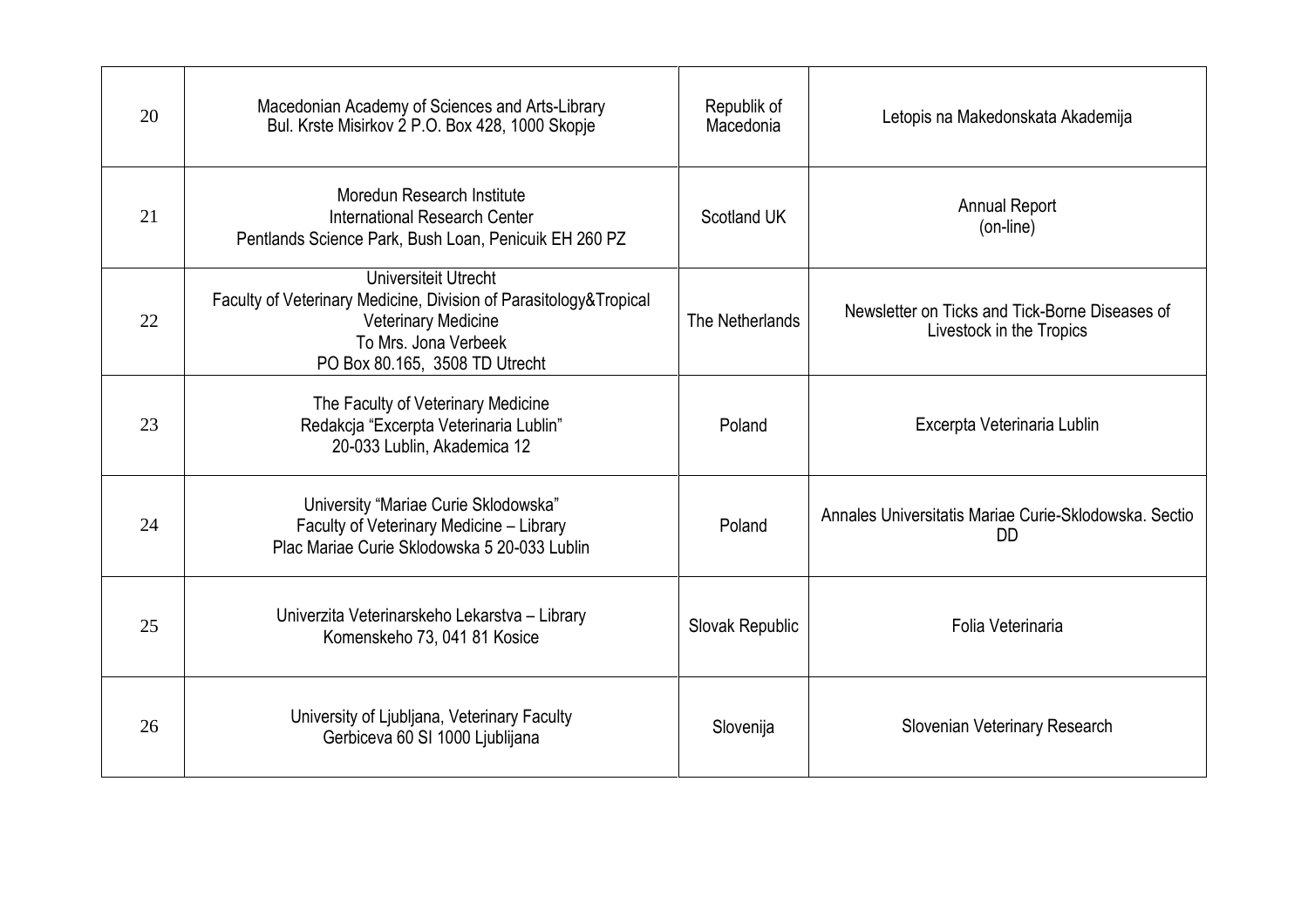| | | | |
|---|---|---|---|
| 20 | Macedonian Academy of Sciences and Arts-Library<br>Bul. Krste Misirkov 2 P.O. Box 428, 1000 Skopje | Republik of Macedonia | Letopis na Makedonskata Akademija |
| 21 | Moredun Research Institute<br>International Research Center<br>Pentlands Science Park, Bush Loan, Penicuik EH 260 PZ | Scotland UK | Annual Report<br>(on-line) |
| 22 | Universiteit Utrecht<br>Faculty of Veterinary Medicine, Division of Parasitology&Tropical Veterinary Medicine<br>To Mrs. Jona Verbeek<br>PO Box 80.165, 3508 TD Utrecht | The Netherlands | Newsletter on Ticks and Tick-Borne Diseases of Livestock in the Tropics |
| 23 | The Faculty of Veterinary Medicine<br>Redakcja "Excerpta Veterinaria Lublin"<br>20-033 Lublin, Akademica 12 | Poland | Excerpta Veterinaria Lublin |
| 24 | University "Mariae Curie Sklodowska"<br>Faculty of Veterinary Medicine – Library<br>Plac Mariae Curie Sklodowska 5 20-033 Lublin | Poland | Annales Universitatis Mariae Curie-Sklodowska. Sectio DD |
| 25 | Univerzita Veterinarskeho Lekarstva – Library<br>Komenskeho 73, 041 81 Kosice | Slovak Republic | Folia Veterinaria |
| 26 | University of Ljubljana, Veterinary Faculty<br>Gerbiceva 60 SI 1000 Ljublijana | Slovenija | Slovenian Veterinary Research |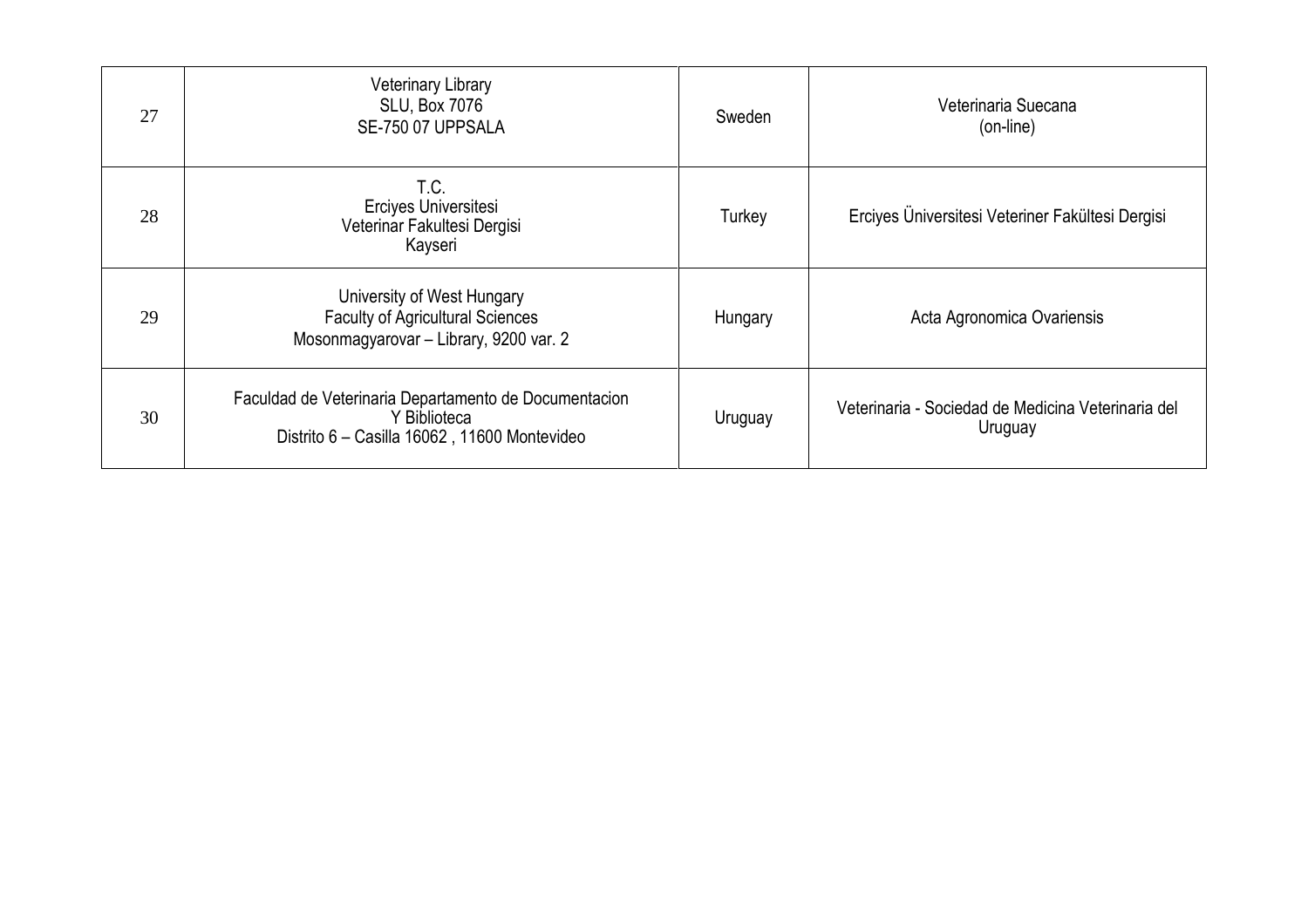| 27 | Veterinary Library<br>SLU, Box 7076<br>SE-750 07 UPPSALA | Sweden | Veterinaria Suecana<br>(on-line) |
|---|---|---|---|
| 28 | T.C.<br>Erciyes Universitesi<br>Veterinar Fakultesi Dergisi<br>Kayseri | Turkey | Erciyes Üniversitesi Veteriner Fakültesi Dergisi |
| 29 | University of West Hungary<br>Faculty of Agricultural Sciences<br>Mosonmagyarovar – Library, 9200 var. 2 | Hungary | Acta Agronomica Ovariensis |
| 30 | Faculdad de Veterinaria Departamento de Documentacion<br>Y Biblioteca<br>Distrito 6 – Casilla 16062 , 11600 Montevideo | Uruguay | Veterinaria - Sociedad de Medicina Veterinaria del Uruguay |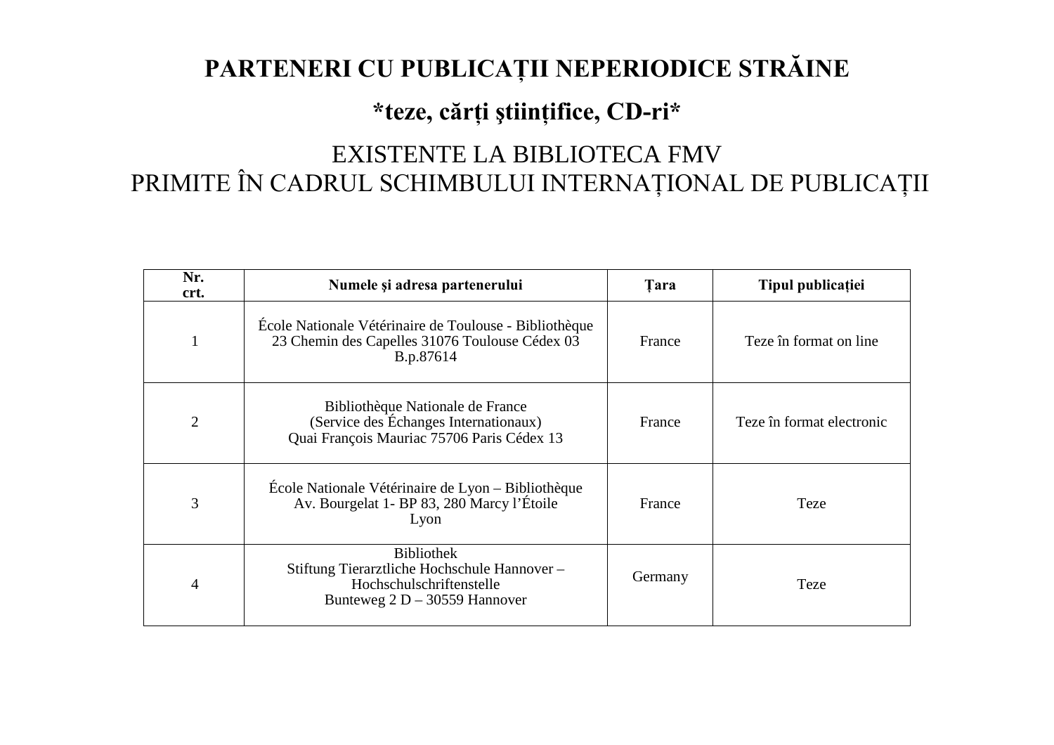# PARTENERI CU PUBLICAȚII NEPERIODICE STRĂINE

## *teze, cărți științifice, CD-ri*

EXISTENTE LA BIBLIOTECA FMV
PRIMITE ÎN CADRUL SCHIMBULUI INTERNAȚIONAL DE PUBLICAȚII

| Nr. crt. | Numele și adresa partenerului | Țara | Tipul publicației |
|---|---|---|---|
| 1 | École Nationale Vétérinaire de Toulouse - Bibliothèque<br>23 Chemin des Capelles 31076 Toulouse Cédex 03<br>B.p.87614 | France | Teze în format on line |
| 2 | Bibliothèque Nationale de France<br>(Service des Échanges Internationaux)<br>Quai François Mauriac 75706 Paris Cédex 13 | France | Teze în format electronic |
| 3 | École Nationale Vétérinaire de Lyon – Bibliothèque<br>Av. Bourgelat 1- BP 83, 280 Marcy l'Étoile<br>Lyon | France | Teze |
| 4 | Bibliothek<br>Stiftung Tierarztliche Hochschule Hannover –<br>Hochschulschriftenstelle<br>Bunteweg 2 D – 30559 Hannover | Germany | Teze |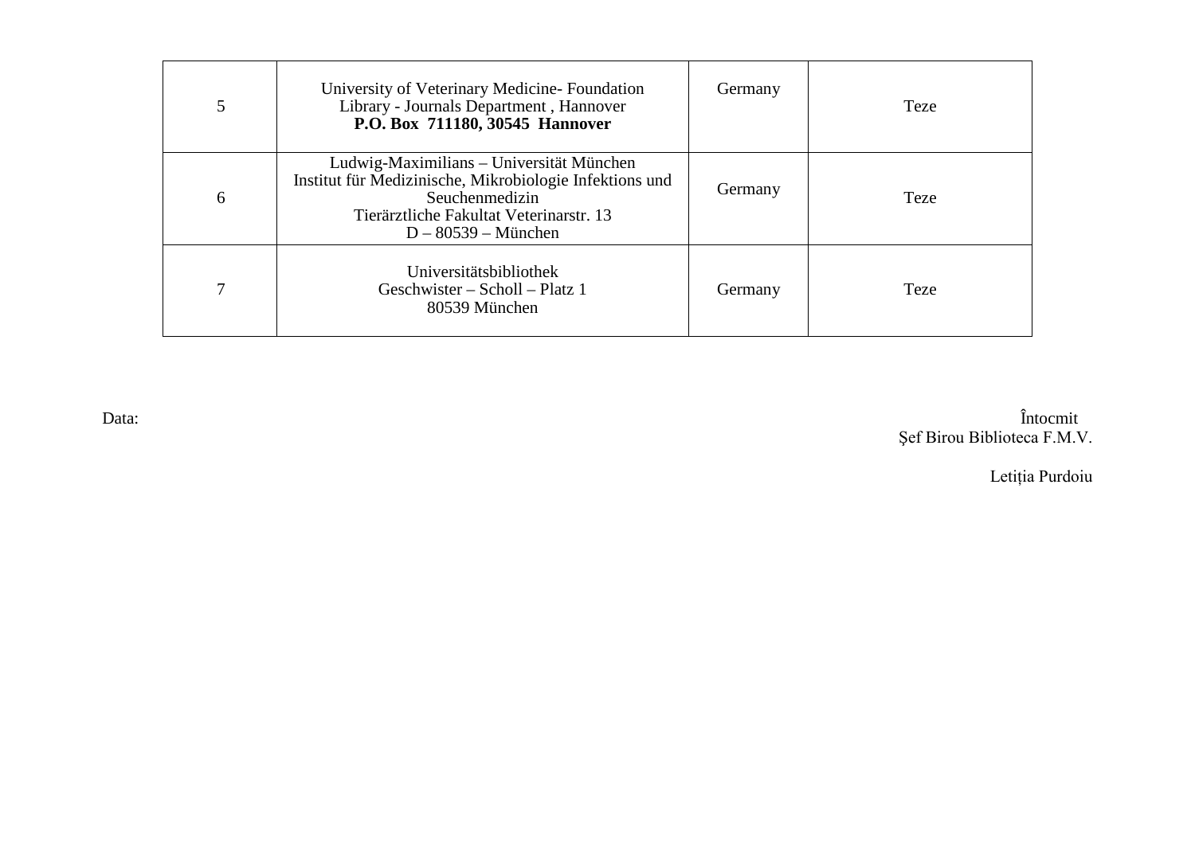| | | | |
|---|---|---|---|
| 5 | University of Veterinary Medicine- Foundation<br>Library - Journals Department , Hannover<br>**P.O. Box 711180, 30545 Hannover** | Germany | Teze |
| 6 | Ludwig-Maximilians – Universität München<br>Institut für Medizinische, Mikrobiologie Infektions und Seuchenmedizin<br>Tierärztliche Fakultat Veterinarstr. 13<br>D – 80539 – München | Germany | Teze |
| 7 | Universitätsbibliothek<br>Geschwister – Scholl – Platz 1<br>80539 München | Germany | Teze |

Data:

Întocmit
Şef Birou Biblioteca F.M.V.

Letiția Purdoiu